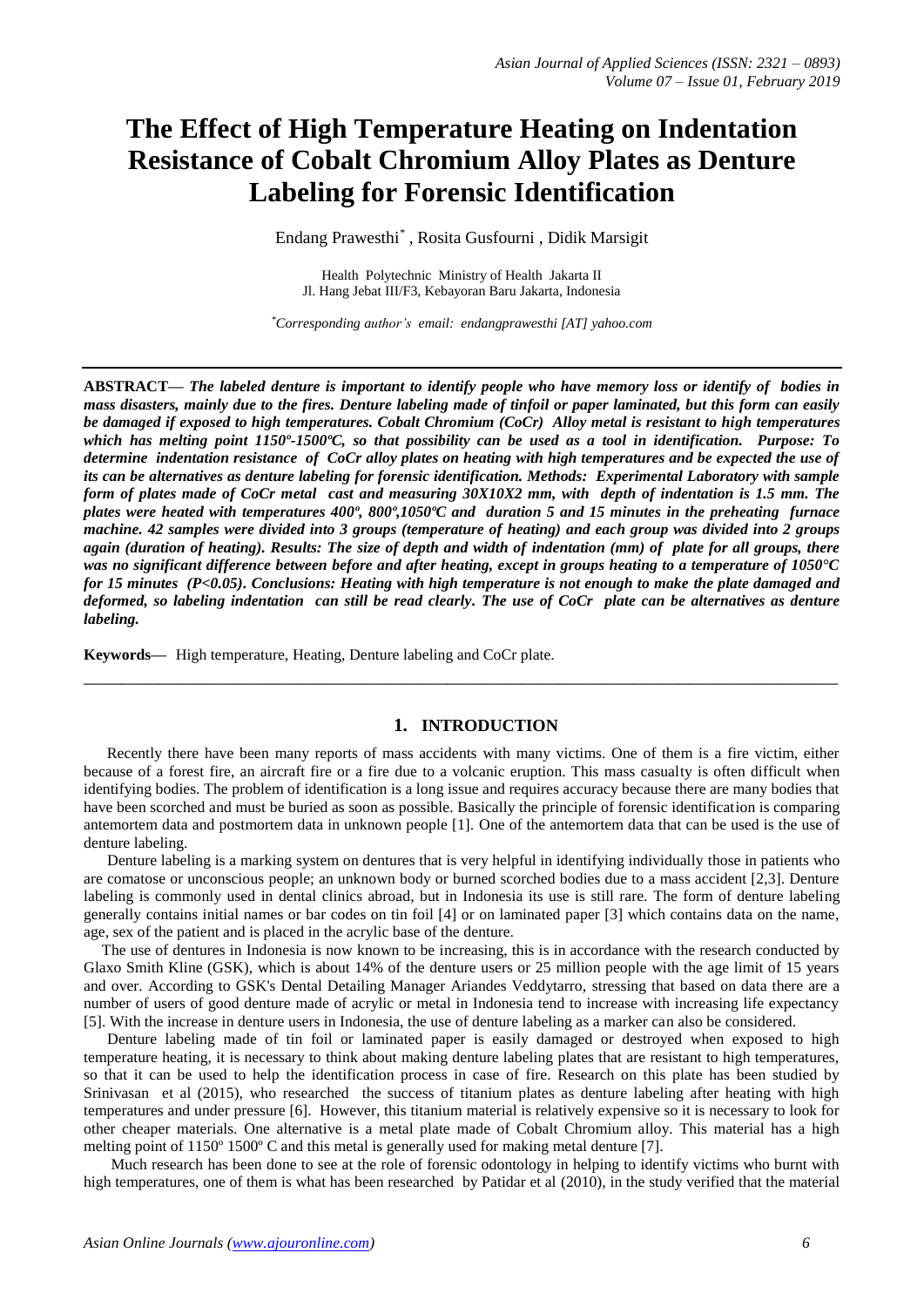# The Effect of High Temperature Heating on Indentation Resistance of Cobalt Chromium Alloy Plates as Denture Labeling for Forensic Identification

Endang Prawesthi*, Rosita Gusfourni, Didik Marsigit

Health Polytechnic Ministry of Health Jakarta II
Jl. Hang Jebat III/F3, Kebayoran Baru Jakarta, Indonesia

*Corresponding author's email: endangprawesthi [AT] yahoo.com

---

**ABSTRACT—** ***The labeled denture is important to identify people who have memory loss or identify of bodies in mass disasters, mainly due to the fires. Denture labeling made of tinfoil or paper laminated, but this form can easily be damaged if exposed to high temperatures. Cobalt Chromium (CoCr) Alloy metal is resistant to high temperatures which has melting point 1150º-1500ºC, so that possibility can be used as a tool in identification. Purpose: To determine indentation resistance of CoCr alloy plates on heating with high temperatures and be expected the use of its can be alternatives as denture labeling for forensic identification. Methods: Experimental Laboratory with sample form of plates made of CoCr metal cast and measuring 30X10X2 mm, with depth of indentation is 1.5 mm. The plates were heated with temperatures 400º, 800º,1050ºC and duration 5 and 15 minutes in the preheating furnace machine. 42 samples were divided into 3 groups (temperature of heating) and each group was divided into 2 groups again (duration of heating). Results: The size of depth and width of indentation (mm) of plate for all groups, there was no significant difference between before and after heating, except in groups heating to a temperature of 1050°C for 15 minutes (P<0.05). Conclusions: Heating with high temperature is not enough to make the plate damaged and deformed, so labeling indentation can still be read clearly. The use of CoCr plate can be alternatives as denture labeling.***

**Keywords—** High temperature, Heating, Denture labeling and CoCr plate.

---

## 1. INTRODUCTION

Recently there have been many reports of mass accidents with many victims. One of them is a fire victim, either because of a forest fire, an aircraft fire or a fire due to a volcanic eruption. This mass casualty is often difficult when identifying bodies. The problem of identification is a long issue and requires accuracy because there are many bodies that have been scorched and must be buried as soon as possible. Basically the principle of forensic identification is comparing antemortem data and postmortem data in unknown people [1]. One of the antemortem data that can be used is the use of denture labeling.

Denture labeling is a marking system on dentures that is very helpful in identifying individually those in patients who are comatose or unconscious people; an unknown body or burned scorched bodies due to a mass accident [2,3]. Denture labeling is commonly used in dental clinics abroad, but in Indonesia its use is still rare. The form of denture labeling generally contains initial names or bar codes on tin foil [4] or on laminated paper [3] which contains data on the name, age, sex of the patient and is placed in the acrylic base of the denture.

The use of dentures in Indonesia is now known to be increasing, this is in accordance with the research conducted by Glaxo Smith Kline (GSK), which is about 14% of the denture users or 25 million people with the age limit of 15 years and over. According to GSK's Dental Detailing Manager Ariandes Veddytarro, stressing that based on data there are a number of users of good denture made of acrylic or metal in Indonesia tend to increase with increasing life expectancy [5]. With the increase in denture users in Indonesia, the use of denture labeling as a marker can also be considered.

Denture labeling made of tin foil or laminated paper is easily damaged or destroyed when exposed to high temperature heating, it is necessary to think about making denture labeling plates that are resistant to high temperatures, so that it can be used to help the identification process in case of fire. Research on this plate has been studied by Srinivasan et al (2015), who researched the success of titanium plates as denture labeling after heating with high temperatures and under pressure [6]. However, this titanium material is relatively expensive so it is necessary to look for other cheaper materials. One alternative is a metal plate made of Cobalt Chromium alloy. This material has a high melting point of 1150º 1500º C and this metal is generally used for making metal denture [7].

Much research has been done to see at the role of forensic odontology in helping to identify victims who burnt with high temperatures, one of them is what has been researched by Patidar et al (2010), in the study verified that the material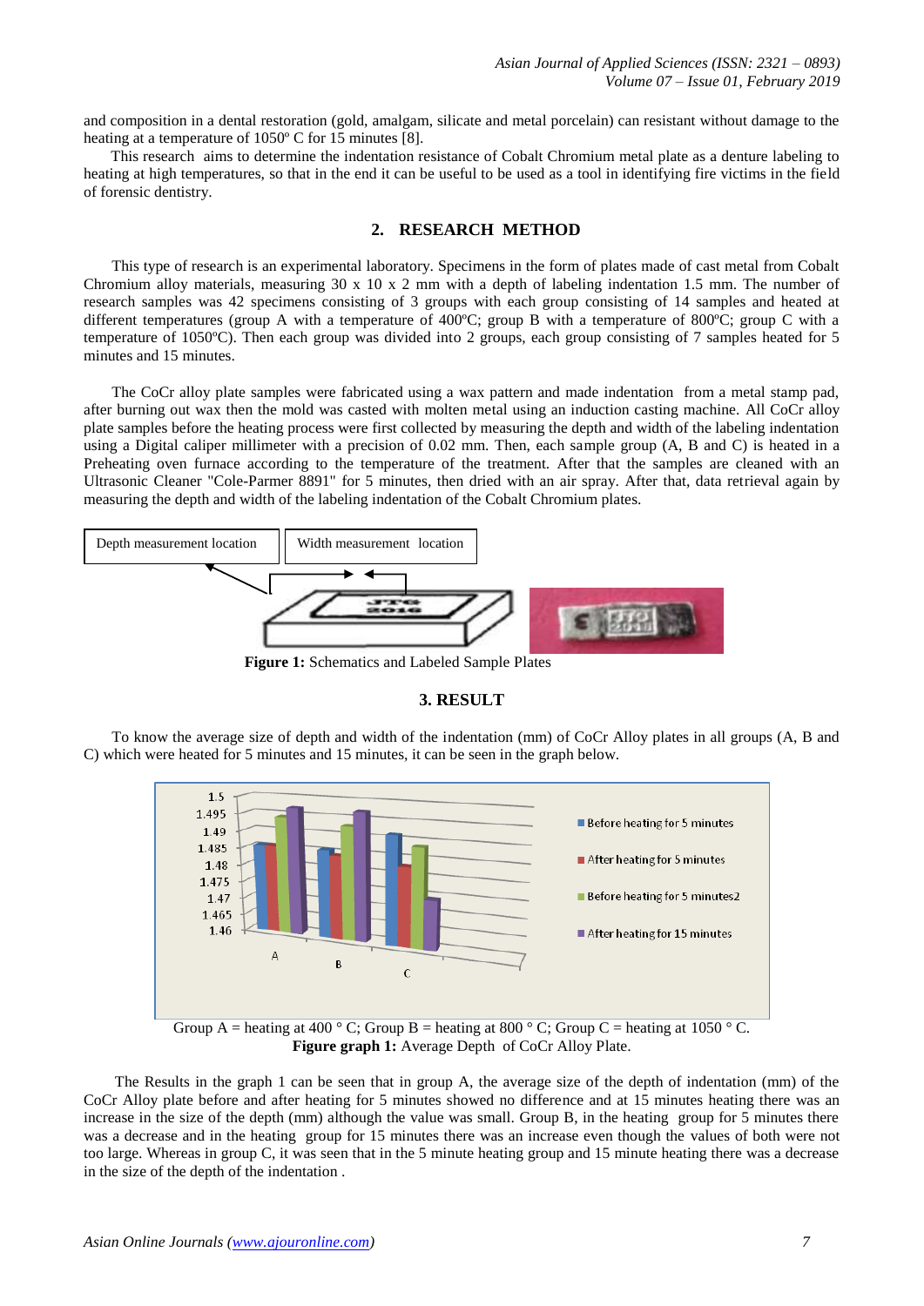and composition in a dental restoration (gold, amalgam, silicate and metal porcelain) can resistant without damage to the heating at a temperature of 1050º C for 15 minutes [8].

This research aims to determine the indentation resistance of Cobalt Chromium metal plate as a denture labeling to heating at high temperatures, so that in the end it can be useful to be used as a tool in identifying fire victims in the field of forensic dentistry.

## 2. RESEARCH METHOD

This type of research is an experimental laboratory. Specimens in the form of plates made of cast metal from Cobalt Chromium alloy materials, measuring 30 x 10 x 2 mm with a depth of labeling indentation 1.5 mm. The number of research samples was 42 specimens consisting of 3 groups with each group consisting of 14 samples and heated at different temperatures (group A with a temperature of 400ºC; group B with a temperature of 800ºC; group C with a temperature of 1050ºC). Then each group was divided into 2 groups, each group consisting of 7 samples heated for 5 minutes and 15 minutes.

The CoCr alloy plate samples were fabricated using a wax pattern and made indentation from a metal stamp pad, after burning out wax then the mold was casted with molten metal using an induction casting machine. All CoCr alloy plate samples before the heating process were first collected by measuring the depth and width of the labeling indentation using a Digital caliper millimeter with a precision of 0.02 mm. Then, each sample group (A, B and C) is heated in a Preheating oven furnace according to the temperature of the treatment. After that the samples are cleaned with an Ultrasonic Cleaner "Cole-Parmer 8891" for 5 minutes, then dried with an air spray. After that, data retrieval again by measuring the depth and width of the labeling indentation of the Cobalt Chromium plates.

Depth measurement location

Width measurement location

**Figure 1:** Schematics and Labeled Sample Plates

## 3. RESULT

To know the average size of depth and width of the indentation (mm) of CoCr Alloy plates in all groups (A, B and C) which were heated for 5 minutes and 15 minutes, it can be seen in the graph below.

Group A = heating at 400 ° C; Group B = heating at 800 ° C; Group C = heating at 1050 ° C.

**Figure graph 1:** Average Depth of CoCr Alloy Plate.

The Results in the graph 1 can be seen that in group A, the average size of the depth of indentation (mm) of the CoCr Alloy plate before and after heating for 5 minutes showed no difference and at 15 minutes heating there was an increase in the size of the depth (mm) although the value was small. Group B, in the heating group for 5 minutes there was a decrease and in the heating group for 15 minutes there was an increase even though the values of both were not too large. Whereas in group C, it was seen that in the 5 minute heating group and 15 minute heating there was a decrease in the size of the depth of the indentation .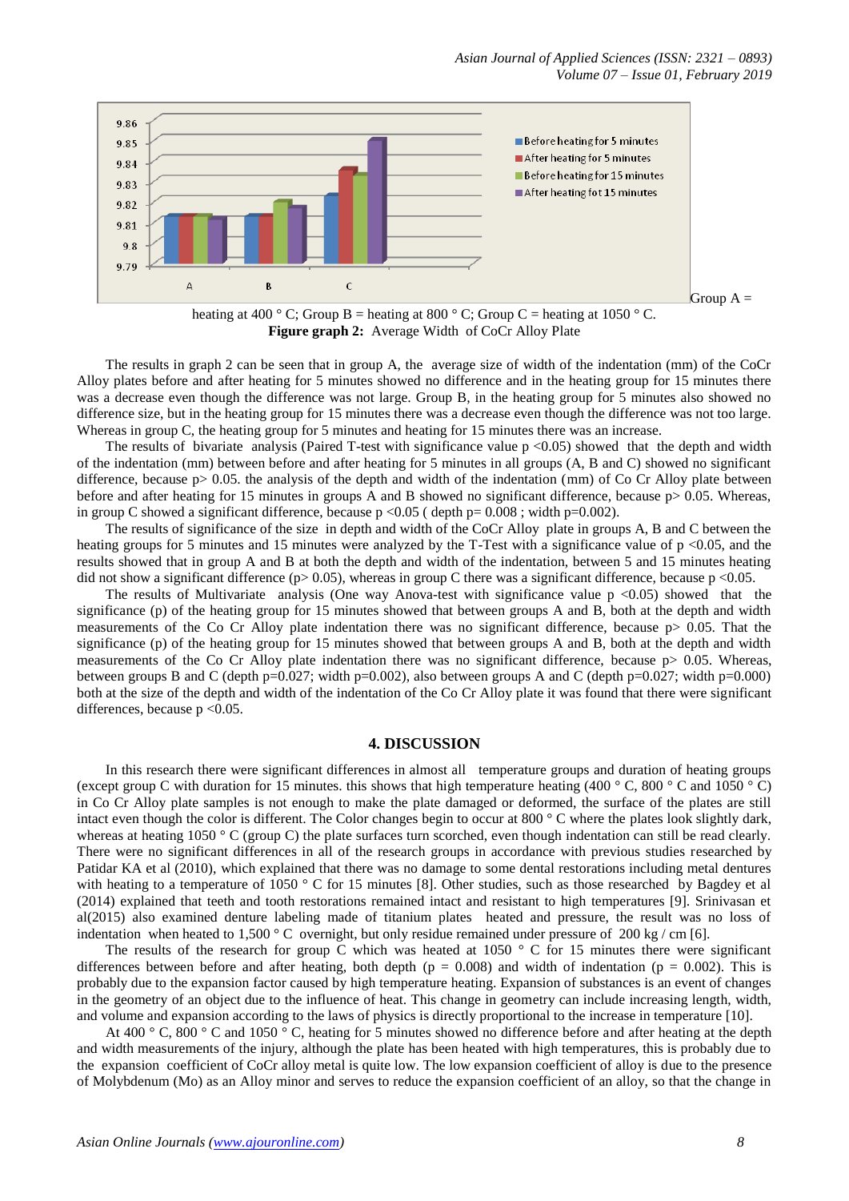Group A = heating at 400 ° C; Group B = heating at 800 ° C; Group C = heating at 1050 ° C.

**Figure graph 2:** Average Width of CoCr Alloy Plate

The results in graph 2 can be seen that in group A, the average size of width of the indentation (mm) of the CoCr Alloy plates before and after heating for 5 minutes showed no difference and in the heating group for 15 minutes there was a decrease even though the difference was not large. Group B, in the heating group for 5 minutes also showed no difference size, but in the heating group for 15 minutes there was a decrease even though the difference was not too large. Whereas in group C, the heating group for 5 minutes and heating for 15 minutes there was an increase.

The results of bivariate analysis (Paired T-test with significance value $p < 0.05$) showed that the depth and width of the indentation (mm) between before and after heating for 5 minutes in all groups (A, B and C) showed no significant difference, because $p > 0.05$. the analysis of the depth and width of the indentation (mm) of Co Cr Alloy plate between before and after heating for 15 minutes in groups A and B showed no significant difference, because $p > 0.05$. Whereas, in group C showed a significant difference, because $p < 0.05$ ( depth $p = 0.008$ ; width $p = 0.002$).

The results of significance of the size in depth and width of the CoCr Alloy plate in groups A, B and C between the heating groups for 5 minutes and 15 minutes were analyzed by the T-Test with a significance value of $p < 0.05$, and the results showed that in group A and B at both the depth and width of the indentation, between 5 and 15 minutes heating did not show a significant difference ($p > 0.05$), whereas in group C there was a significant difference, because $p < 0.05$.

The results of Multivariate analysis (One way Anova-test with significance value $p < 0.05$) showed that the significance (p) of the heating group for 15 minutes showed that between groups A and B, both at the depth and width measurements of the Co Cr Alloy plate indentation there was no significant difference, because $p > 0.05$. That the significance (p) of the heating group for 15 minutes showed that between groups A and B, both at the depth and width measurements of the Co Cr Alloy plate indentation there was no significant difference, because $p > 0.05$. Whereas, between groups B and C (depth $p = 0.027$; width $p = 0.002$), also between groups A and C (depth $p = 0.027$; width $p = 0.000$) both at the size of the depth and width of the indentation of the Co Cr Alloy plate it was found that there were significant differences, because $p < 0.05$.

## 4. DISCUSSION

In this research there were significant differences in almost all temperature groups and duration of heating groups (except group C with duration for 15 minutes. this shows that high temperature heating (400 ° C, 800 ° C and 1050 ° C) in Co Cr Alloy plate samples is not enough to make the plate damaged or deformed, the surface of the plates are still intact even though the color is different. The Color changes begin to occur at 800 ° C where the plates look slightly dark, whereas at heating 1050 ° C (group C) the plate surfaces turn scorched, even though indentation can still be read clearly. There were no significant differences in all of the research groups in accordance with previous studies researched by Patidar KA et al (2010), which explained that there was no damage to some dental restorations including metal dentures with heating to a temperature of 1050 ° C for 15 minutes [8]. Other studies, such as those researched by Bagdey et al (2014) explained that teeth and tooth restorations remained intact and resistant to high temperatures [9]. Srinivasan et al(2015) also examined denture labeling made of titanium plates heated and pressure, the result was no loss of indentation when heated to 1,500 ° C overnight, but only residue remained under pressure of 200 kg / cm [6].

The results of the research for group C which was heated at 1050 ° C for 15 minutes there were significant differences between before and after heating, both depth ($p = 0.008$) and width of indentation ($p = 0.002$). This is probably due to the expansion factor caused by high temperature heating. Expansion of substances is an event of changes in the geometry of an object due to the influence of heat. This change in geometry can include increasing length, width, and volume and expansion according to the laws of physics is directly proportional to the increase in temperature [10].

At 400 ° C, 800 ° C and 1050 ° C, heating for 5 minutes showed no difference before and after heating at the depth and width measurements of the injury, although the plate has been heated with high temperatures, this is probably due to the expansion coefficient of CoCr alloy metal is quite low. The low expansion coefficient of alloy is due to the presence of Molybdenum (Mo) as an Alloy minor and serves to reduce the expansion coefficient of an alloy, so that the change in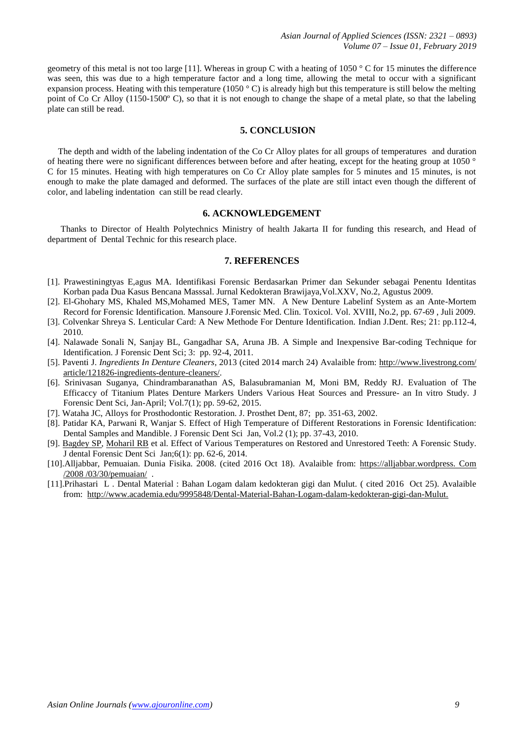geometry of this metal is not too large [11]. Whereas in group C with a heating of 1050 ° C for 15 minutes the difference was seen, this was due to a high temperature factor and a long time, allowing the metal to occur with a significant expansion process. Heating with this temperature (1050 ° C) is already high but this temperature is still below the melting point of Co Cr Alloy (1150-1500º C), so that it is not enough to change the shape of a metal plate, so that the labeling plate can still be read.

## 5. CONCLUSION

The depth and width of the labeling indentation of the Co Cr Alloy plates for all groups of temperatures and duration of heating there were no significant differences between before and after heating, except for the heating group at 1050 ° C for 15 minutes. Heating with high temperatures on Co Cr Alloy plate samples for 5 minutes and 15 minutes, is not enough to make the plate damaged and deformed. The surfaces of the plate are still intact even though the different of color, and labeling indentation can still be read clearly.

## 6. ACKNOWLEDGEMENT

Thanks to Director of Health Polytechnics Ministry of health Jakarta II for funding this research, and Head of department of Dental Technic for this research place.

## 7. REFERENCES

[1]. Prawestiningtyas E,agus MA. Identifikasi Forensic Berdasarkan Primer dan Sekunder sebagai Penentu Identitas Korban pada Dua Kasus Bencana Masssal. Jurnal Kedokteran Brawijaya,Vol.XXV, No.2, Agustus 2009.

[2]. El-Ghohary MS, Khaled MS,Mohamed MES, Tamer MN. A New Denture Labelinf System as an Ante-Mortem Record for Forensic Identification. Mansoure J.Forensic Med. Clin. Toxicol. Vol. XVIII, No.2, pp. 67-69 , Juli 2009.

[3]. Colvenkar Shreya S. Lenticular Card: A New Methode For Denture Identification. Indian J.Dent. Res; 21: pp.112-4, 2010.

[4]. Nalawade Sonali N, Sanjay BL, Gangadhar SA, Aruna JB. A Simple and Inexpensive Bar-coding Technique for Identification. J Forensic Dent Sci; 3: pp. 92-4, 2011.

[5]. Paventi J. *Ingredients In Denture Cleaners*, 2013 (cited 2014 march 24) Avalaible from: http://www.livestrong.com/article/121826-ingredients-denture-cleaners/.

[6]. Srinivasan Suganya, Chindrambaranathan AS, Balasubramanian M, Moni BM, Reddy RJ. Evaluation of The Efficaccy of Titanium Plates Denture Markers Unders Various Heat Sources and Pressure- an In vitro Study. J Forensic Dent Sci, Jan-April; Vol.7(1); pp. 59-62, 2015.

[7]. Wataha JC, Alloys for Prosthodontic Restoration. J. Prosthet Dent, 87; pp. 351-63, 2002.

[8]. Patidar KA, Parwani R, Wanjar S. Effect of High Temperature of Different Restorations in Forensic Identification: Dental Samples and Mandible. J Forensic Dent Sci Jan, Vol.2 (1); pp. 37-43, 2010.

[9]. Bagdey SP, Moharil RB et al. Effect of Various Temperatures on Restored and Unrestored Teeth: A Forensic Study. J dental Forensic Dent Sci Jan;6(1): pp. 62-6, 2014.

[10]. Alljabbar, Pemuaian. Dunia Fisika. 2008. (cited 2016 Oct 18). Avalaible from: https://alljabbar.wordpress. Com /2008 /03/30/pemuaian/ .

[11]. Prihastari L . Dental Material : Bahan Logam dalam kedokteran gigi dan Mulut. ( cited 2016 Oct 25). Avalaible from: http://www.academia.edu/9995848/Dental-Material-Bahan-Logam-dalam-kedokteran-gigi-dan-Mulut.